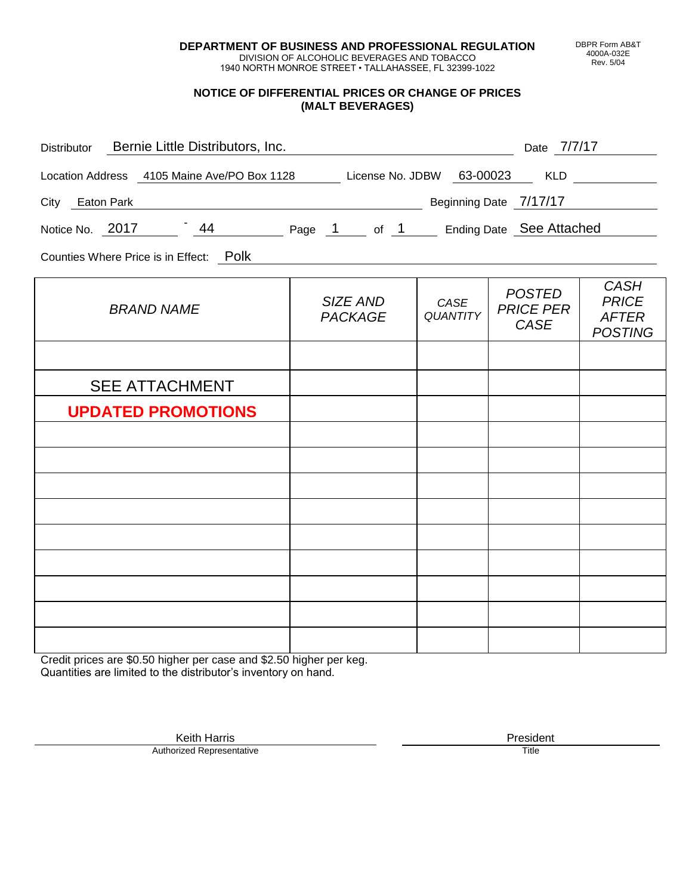**DEPARTMENT OF BUSINESS AND PROFESSIONAL REGULATION**
DIVISION OF ALCOHOLIC BEVERAGES AND TOBACCO
1940 NORTH MONROE STREET • TALLAHASSEE, FL 32399-1022

DBPR Form AB&T
4000A-032E
Rev. 5/04

## NOTICE OF DIFFERENTIAL PRICES OR CHANGE OF PRICES (MALT BEVERAGES)

Distributor: Bernie Little Distributors, Inc. Date: 7/7/17

Location Address: 4105 Maine Ave/PO Box 1128 License No. JDBW: 63-00023 KLD:

City: Eaton Park Beginning Date: 7/17/17

Notice No. 2017 - 44 Page 1 of 1 Ending Date: See Attached

Counties Where Price is in Effect: Polk

| *BRAND NAME* | *SIZE AND PACKAGE* | *CASE QUANTITY* | *POSTED PRICE PER CASE* | *CASH PRICE AFTER POSTING* |
|---|---|---|---|---|
| | | | | |
| SEE ATTACHMENT | | | | |
| **UPDATED PROMOTIONS** | | | | |
| | | | | |
| | | | | |
| | | | | |
| | | | | |
| | | | | |
| | | | | |
| | | | | |
| | | | | |
| | | | | |

Credit prices are $0.50 higher per case and $2.50 higher per keg.
Quantities are limited to the distributor's inventory on hand.

Keith Harris — Authorized Representative

President — Title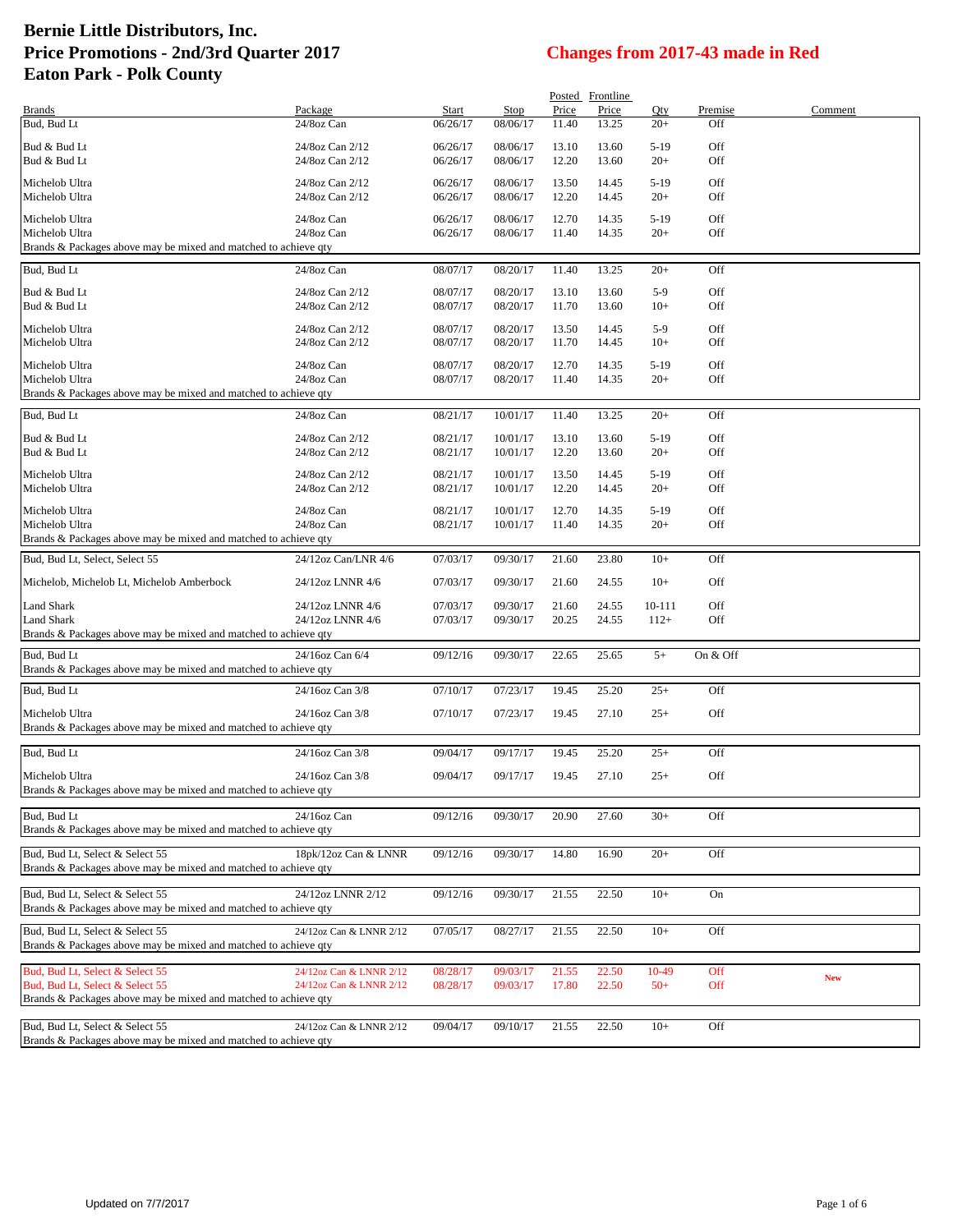# Bernie Little Distributors, Inc.
# Price Promotions - 2nd/3rd Quarter 2017
# Eaton Park - Polk County

**Changes from 2017-43 made in Red**

| Brands | Package | Start | Stop | Posted Price | Frontline Price | Qty | Premise | Comment |
|---|---|---|---|---|---|---|---|---|
| Bud, Bud Lt | 24/8oz Can | 06/26/17 | 08/06/17 | 11.40 | 13.25 | 20+ | Off | |
| Bud & Bud Lt | 24/8oz Can 2/12 | 06/26/17 | 08/06/17 | 13.10 | 13.60 | 5-19 | Off | |
| Bud & Bud Lt | 24/8oz Can 2/12 | 06/26/17 | 08/06/17 | 12.20 | 13.60 | 20+ | Off | |
| Michelob Ultra | 24/8oz Can 2/12 | 06/26/17 | 08/06/17 | 13.50 | 14.45 | 5-19 | Off | |
| Michelob Ultra | 24/8oz Can 2/12 | 06/26/17 | 08/06/17 | 12.20 | 14.45 | 20+ | Off | |
| Michelob Ultra | 24/8oz Can | 06/26/17 | 08/06/17 | 12.70 | 14.35 | 5-19 | Off | |
| Michelob Ultra | 24/8oz Can | 06/26/17 | 08/06/17 | 11.40 | 14.35 | 20+ | Off | |
| Brands & Packages above may be mixed and matched to achieve qty | | | | | | | | |
| Bud, Bud Lt | 24/8oz Can | 08/07/17 | 08/20/17 | 11.40 | 13.25 | 20+ | Off | |
| Bud & Bud Lt | 24/8oz Can 2/12 | 08/07/17 | 08/20/17 | 13.10 | 13.60 | 5-9 | Off | |
| Bud & Bud Lt | 24/8oz Can 2/12 | 08/07/17 | 08/20/17 | 11.70 | 13.60 | 10+ | Off | |
| Michelob Ultra | 24/8oz Can 2/12 | 08/07/17 | 08/20/17 | 13.50 | 14.45 | 5-9 | Off | |
| Michelob Ultra | 24/8oz Can 2/12 | 08/07/17 | 08/20/17 | 11.70 | 14.45 | 10+ | Off | |
| Michelob Ultra | 24/8oz Can | 08/07/17 | 08/20/17 | 12.70 | 14.35 | 5-19 | Off | |
| Michelob Ultra | 24/8oz Can | 08/07/17 | 08/20/17 | 11.40 | 14.35 | 20+ | Off | |
| Brands & Packages above may be mixed and matched to achieve qty | | | | | | | | |
| Bud, Bud Lt | 24/8oz Can | 08/21/17 | 10/01/17 | 11.40 | 13.25 | 20+ | Off | |
| Bud & Bud Lt | 24/8oz Can 2/12 | 08/21/17 | 10/01/17 | 13.10 | 13.60 | 5-19 | Off | |
| Bud & Bud Lt | 24/8oz Can 2/12 | 08/21/17 | 10/01/17 | 12.20 | 13.60 | 20+ | Off | |
| Michelob Ultra | 24/8oz Can 2/12 | 08/21/17 | 10/01/17 | 13.50 | 14.45 | 5-19 | Off | |
| Michelob Ultra | 24/8oz Can 2/12 | 08/21/17 | 10/01/17 | 12.20 | 14.45 | 20+ | Off | |
| Michelob Ultra | 24/8oz Can | 08/21/17 | 10/01/17 | 12.70 | 14.35 | 5-19 | Off | |
| Michelob Ultra | 24/8oz Can | 08/21/17 | 10/01/17 | 11.40 | 14.35 | 20+ | Off | |
| Brands & Packages above may be mixed and matched to achieve qty | | | | | | | | |
| Bud, Bud Lt, Select, Select 55 | 24/12oz Can/LNR 4/6 | 07/03/17 | 09/30/17 | 21.60 | 23.80 | 10+ | Off | |
| Michelob, Michelob Lt, Michelob Amberbock | 24/12oz LNNR 4/6 | 07/03/17 | 09/30/17 | 21.60 | 24.55 | 10+ | Off | |
| Land Shark | 24/12oz LNNR 4/6 | 07/03/17 | 09/30/17 | 21.60 | 24.55 | 10-111 | Off | |
| Land Shark | 24/12oz LNNR 4/6 | 07/03/17 | 09/30/17 | 20.25 | 24.55 | 112+ | Off | |
| Brands & Packages above may be mixed and matched to achieve qty | | | | | | | | |
| Bud, Bud Lt | 24/16oz Can 6/4 | 09/12/16 | 09/30/17 | 22.65 | 25.65 | 5+ | On & Off | |
| Brands & Packages above may be mixed and matched to achieve qty | | | | | | | | |
| Bud, Bud Lt | 24/16oz Can 3/8 | 07/10/17 | 07/23/17 | 19.45 | 25.20 | 25+ | Off | |
| Michelob Ultra | 24/16oz Can 3/8 | 07/10/17 | 07/23/17 | 19.45 | 27.10 | 25+ | Off | |
| Brands & Packages above may be mixed and matched to achieve qty | | | | | | | | |
| Bud, Bud Lt | 24/16oz Can 3/8 | 09/04/17 | 09/17/17 | 19.45 | 25.20 | 25+ | Off | |
| Michelob Ultra | 24/16oz Can 3/8 | 09/04/17 | 09/17/17 | 19.45 | 27.10 | 25+ | Off | |
| Brands & Packages above may be mixed and matched to achieve qty | | | | | | | | |
| Bud, Bud Lt | 24/16oz Can | 09/12/16 | 09/30/17 | 20.90 | 27.60 | 30+ | Off | |
| Brands & Packages above may be mixed and matched to achieve qty | | | | | | | | |
| Bud, Bud Lt, Select & Select 55 | 18pk/12oz Can & LNNR | 09/12/16 | 09/30/17 | 14.80 | 16.90 | 20+ | Off | |
| Brands & Packages above may be mixed and matched to achieve qty | | | | | | | | |
| Bud, Bud Lt, Select & Select 55 | 24/12oz LNNR 2/12 | 09/12/16 | 09/30/17 | 21.55 | 22.50 | 10+ | On | |
| Brands & Packages above may be mixed and matched to achieve qty | | | | | | | | |
| Bud, Bud Lt, Select & Select 55 | 24/12oz Can & LNNR 2/12 | 07/05/17 | 08/27/17 | 21.55 | 22.50 | 10+ | Off | |
| Brands & Packages above may be mixed and matched to achieve qty | | | | | | | | |
| Bud, Bud Lt, Select & Select 55 | 24/12oz Can & LNNR 2/12 | 08/28/17 | 09/03/17 | 21.55 | 22.50 | 10-49 | Off | New |
| Bud, Bud Lt, Select & Select 55 | 24/12oz Can & LNNR 2/12 | 08/28/17 | 09/03/17 | 17.80 | 22.50 | 50+ | Off | |
| Brands & Packages above may be mixed and matched to achieve qty | | | | | | | | |
| Bud, Bud Lt, Select & Select 55 | 24/12oz Can & LNNR 2/12 | 09/04/17 | 09/10/17 | 21.55 | 22.50 | 10+ | Off | |
| Brands & Packages above may be mixed and matched to achieve qty | | | | | | | | |

Updated on 7/7/2017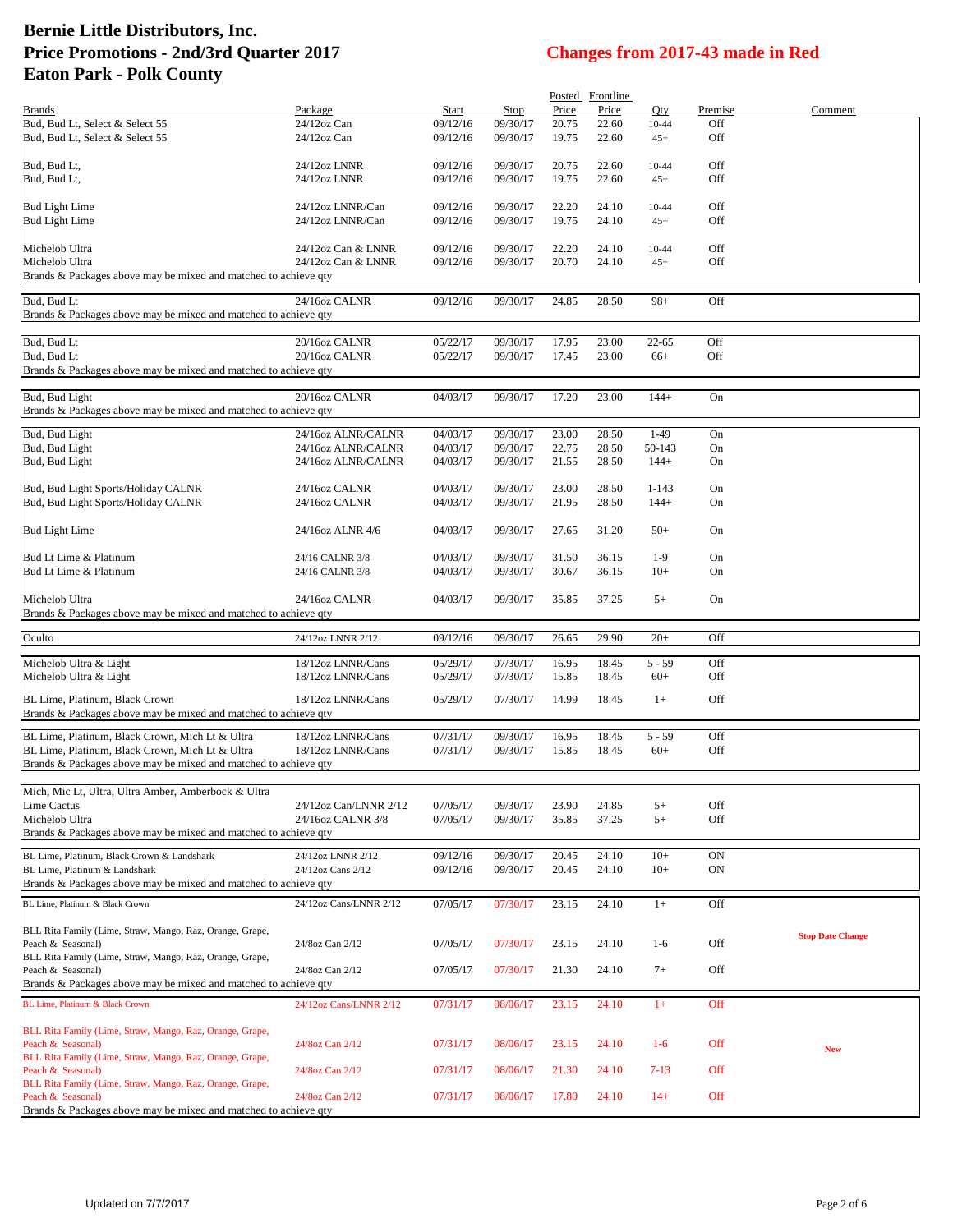# Bernie Little Distributors, Inc.
# Price Promotions - 2nd/3rd Quarter 2017
# Eaton Park - Polk County

## Changes from 2017-43 made in Red

| Brands | Package | Start | Stop | Posted Price | Frontline Price | Qty | Premise | Comment |
|---|---|---|---|---|---|---|---|---|
| Bud, Bud Lt, Select & Select 55 | 24/12oz Can | 09/12/16 | 09/30/17 | 20.75 | 22.60 | 10-44 | Off | |
| Bud, Bud Lt, Select & Select 55 | 24/12oz Can | 09/12/16 | 09/30/17 | 19.75 | 22.60 | 45+ | Off | |
| Bud, Bud Lt, | 24/12oz LNNR | 09/12/16 | 09/30/17 | 20.75 | 22.60 | 10-44 | Off | |
| Bud, Bud Lt, | 24/12oz LNNR | 09/12/16 | 09/30/17 | 19.75 | 22.60 | 45+ | Off | |
| Bud Light Lime | 24/12oz LNNR/Can | 09/12/16 | 09/30/17 | 22.20 | 24.10 | 10-44 | Off | |
| Bud Light Lime | 24/12oz LNNR/Can | 09/12/16 | 09/30/17 | 19.75 | 24.10 | 45+ | Off | |
| Michelob Ultra | 24/12oz Can & LNNR | 09/12/16 | 09/30/17 | 22.20 | 24.10 | 10-44 | Off | |
| Michelob Ultra | 24/12oz Can & LNNR | 09/12/16 | 09/30/17 | 20.70 | 24.10 | 45+ | Off | |
| Brands & Packages above may be mixed and matched to achieve qty | | | | | | | | |
| Bud, Bud Lt | 24/16oz CALNR | 09/12/16 | 09/30/17 | 24.85 | 28.50 | 98+ | Off | |
| Brands & Packages above may be mixed and matched to achieve qty | | | | | | | | |
| Bud, Bud Lt | 20/16oz CALNR | 05/22/17 | 09/30/17 | 17.95 | 23.00 | 22-65 | Off | |
| Bud, Bud Lt | 20/16oz CALNR | 05/22/17 | 09/30/17 | 17.45 | 23.00 | 66+ | Off | |
| Brands & Packages above may be mixed and matched to achieve qty | | | | | | | | |
| Bud, Bud Light | 20/16oz CALNR | 04/03/17 | 09/30/17 | 17.20 | 23.00 | 144+ | On | |
| Brands & Packages above may be mixed and matched to achieve qty | | | | | | | | |
| Bud, Bud Light | 24/16oz ALNR/CALNR | 04/03/17 | 09/30/17 | 23.00 | 28.50 | 1-49 | On | |
| Bud, Bud Light | 24/16oz ALNR/CALNR | 04/03/17 | 09/30/17 | 22.75 | 28.50 | 50-143 | On | |
| Bud, Bud Light | 24/16oz ALNR/CALNR | 04/03/17 | 09/30/17 | 21.55 | 28.50 | 144+ | On | |
| Bud, Bud Light Sports/Holiday CALNR | 24/16oz CALNR | 04/03/17 | 09/30/17 | 23.00 | 28.50 | 1-143 | On | |
| Bud, Bud Light Sports/Holiday CALNR | 24/16oz CALNR | 04/03/17 | 09/30/17 | 21.95 | 28.50 | 144+ | On | |
| Bud Light Lime | 24/16oz ALNR 4/6 | 04/03/17 | 09/30/17 | 27.65 | 31.20 | 50+ | On | |
| Bud Lt Lime & Platinum | 24/16 CALNR 3/8 | 04/03/17 | 09/30/17 | 31.50 | 36.15 | 1-9 | On | |
| Bud Lt Lime & Platinum | 24/16 CALNR 3/8 | 04/03/17 | 09/30/17 | 30.67 | 36.15 | 10+ | On | |
| Michelob Ultra | 24/16oz CALNR | 04/03/17 | 09/30/17 | 35.85 | 37.25 | 5+ | On | |
| Brands & Packages above may be mixed and matched to achieve qty | | | | | | | | |
| Oculto | 24/12oz LNNR 2/12 | 09/12/16 | 09/30/17 | 26.65 | 29.90 | 20+ | Off | |
| Michelob Ultra & Light | 18/12oz LNNR/Cans | 05/29/17 | 07/30/17 | 16.95 | 18.45 | 5 - 59 | Off | |
| Michelob Ultra & Light | 18/12oz LNNR/Cans | 05/29/17 | 07/30/17 | 15.85 | 18.45 | 60+ | Off | |
| BL Lime, Platinum, Black Crown | 18/12oz LNNR/Cans | 05/29/17 | 07/30/17 | 14.99 | 18.45 | 1+ | Off | |
| Brands & Packages above may be mixed and matched to achieve qty | | | | | | | | |
| BL Lime, Platinum, Black Crown, Mich Lt & Ultra | 18/12oz LNNR/Cans | 07/31/17 | 09/30/17 | 16.95 | 18.45 | 5 - 59 | Off | |
| BL Lime, Platinum, Black Crown, Mich Lt & Ultra | 18/12oz LNNR/Cans | 07/31/17 | 09/30/17 | 15.85 | 18.45 | 60+ | Off | |
| Brands & Packages above may be mixed and matched to achieve qty | | | | | | | | |
| Mich, Mic Lt, Ultra, Ultra Amber, Amberbock & Ultra Lime Cactus | 24/12oz Can/LNNR 2/12 | 07/05/17 | 09/30/17 | 23.90 | 24.85 | 5+ | Off | |
| Michelob Ultra | 24/16oz CALNR 3/8 | 07/05/17 | 09/30/17 | 35.85 | 37.25 | 5+ | Off | |
| Brands & Packages above may be mixed and matched to achieve qty | | | | | | | | |
| BL Lime, Platinum, Black Crown & Landshark | 24/12oz LNNR 2/12 | 09/12/16 | 09/30/17 | 20.45 | 24.10 | 10+ | ON | |
| BL Lime, Platinum & Landshark | 24/12oz Cans 2/12 | 09/12/16 | 09/30/17 | 20.45 | 24.10 | 10+ | ON | |
| Brands & Packages above may be mixed and matched to achieve qty | | | | | | | | |
| BL Lime, Platinum & Black Crown | 24/12oz Cans/LNNR 2/12 | 07/05/17 | 07/30/17 | 23.15 | 24.10 | 1+ | Off | |
| BLL Rita Family (Lime, Straw, Mango, Raz, Orange, Grape, Peach & Seasonal) | 24/8oz Can 2/12 | 07/05/17 | 07/30/17 | 23.15 | 24.10 | 1-6 | Off | **Stop Date Change** |
| BLL Rita Family (Lime, Straw, Mango, Raz, Orange, Grape, Peach & Seasonal) | 24/8oz Can 2/12 | 07/05/17 | 07/30/17 | 21.30 | 24.10 | 7+ | Off | |
| Brands & Packages above may be mixed and matched to achieve qty | | | | | | | | |
| BL Lime, Platinum & Black Crown | 24/12oz Cans/LNNR 2/12 | 07/31/17 | 08/06/17 | 23.15 | 24.10 | 1+ | Off | |
| BLL Rita Family (Lime, Straw, Mango, Raz, Orange, Grape, Peach & Seasonal) | 24/8oz Can 2/12 | 07/31/17 | 08/06/17 | 23.15 | 24.10 | 1-6 | Off | **New** |
| BLL Rita Family (Lime, Straw, Mango, Raz, Orange, Grape, Peach & Seasonal) | 24/8oz Can 2/12 | 07/31/17 | 08/06/17 | 21.30 | 24.10 | 7-13 | Off | |
| BLL Rita Family (Lime, Straw, Mango, Raz, Orange, Grape, Peach & Seasonal) | 24/8oz Can 2/12 | 07/31/17 | 08/06/17 | 17.80 | 24.10 | 14+ | Off | |
| Brands & Packages above may be mixed and matched to achieve qty | | | | | | | | |

Updated on 7/7/2017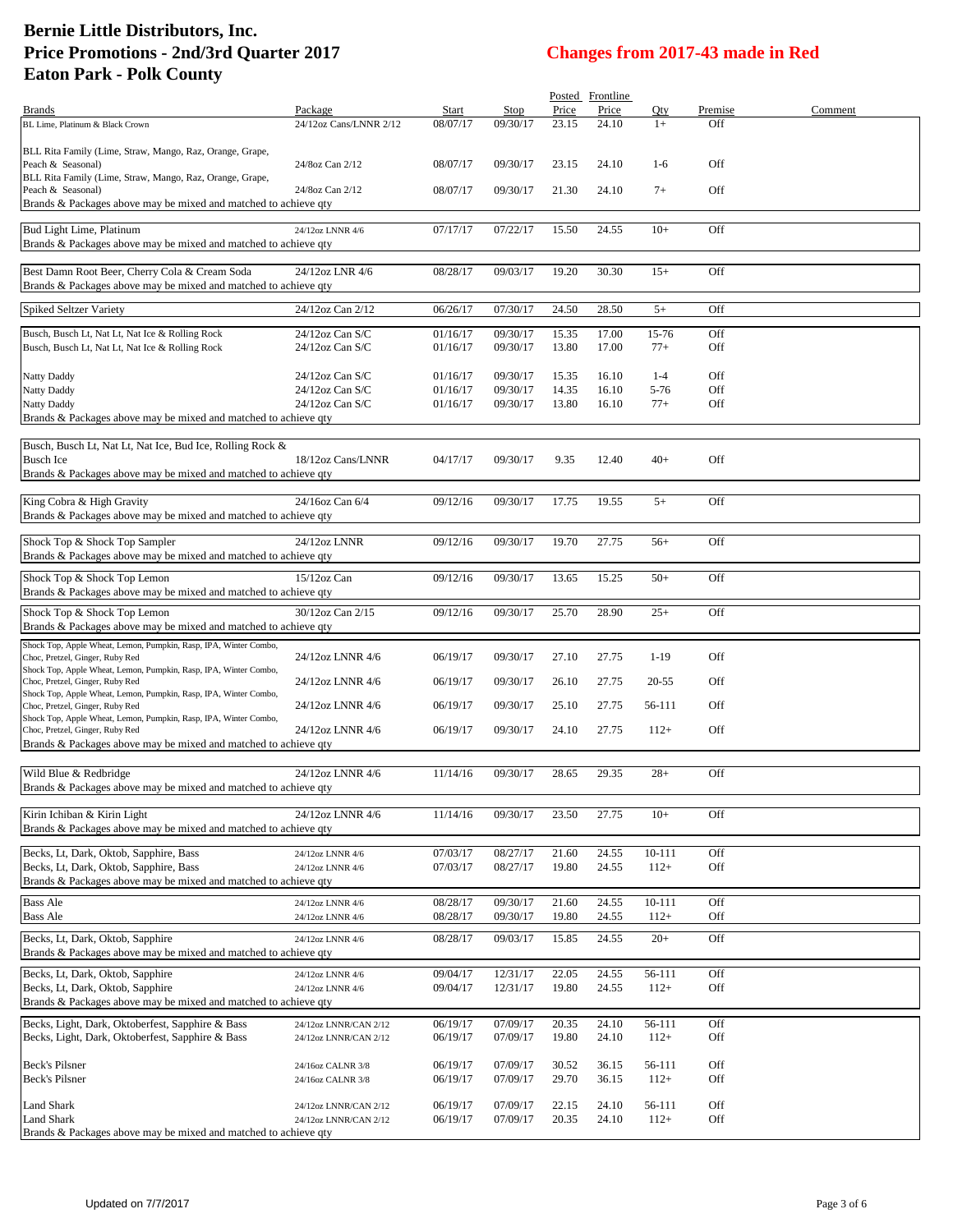# Bernie Little Distributors, Inc.
# Price Promotions - 2nd/3rd Quarter 2017
# Eaton Park - Polk County

## Changes from 2017-43 made in Red

| Brands | Package | Start | Stop | Posted Price | Frontline Price | Qty | Premise | Comment |
|---|---|---|---|---|---|---|---|---|
| BL Lime, Platinum & Black Crown | 24/12oz Cans/LNNR 2/12 | 08/07/17 | 09/30/17 | 23.15 | 24.10 | 1+ | Off | |
| BLL Rita Family (Lime, Straw, Mango, Raz, Orange, Grape, Peach & Seasonal) | 24/8oz Can 2/12 | 08/07/17 | 09/30/17 | 23.15 | 24.10 | 1-6 | Off | |
| BLL Rita Family (Lime, Straw, Mango, Raz, Orange, Grape, Peach & Seasonal) | 24/8oz Can 2/12 | 08/07/17 | 09/30/17 | 21.30 | 24.10 | 7+ | Off | |
| Brands & Packages above may be mixed and matched to achieve qty | | | | | | | | |
| Bud Light Lime, Platinum | 24/12oz LNNR 4/6 | 07/17/17 | 07/22/17 | 15.50 | 24.55 | 10+ | Off | |
| Brands & Packages above may be mixed and matched to achieve qty | | | | | | | | |
| Best Damn Root Beer, Cherry Cola & Cream Soda | 24/12oz LNR 4/6 | 08/28/17 | 09/03/17 | 19.20 | 30.30 | 15+ | Off | |
| Brands & Packages above may be mixed and matched to achieve qty | | | | | | | | |
| Spiked Seltzer Variety | 24/12oz Can 2/12 | 06/26/17 | 07/30/17 | 24.50 | 28.50 | 5+ | Off | |
| Busch, Busch Lt, Nat Lt, Nat Ice & Rolling Rock | 24/12oz Can S/C | 01/16/17 | 09/30/17 | 15.35 | 17.00 | 15-76 | Off | |
| Busch, Busch Lt, Nat Lt, Nat Ice & Rolling Rock | 24/12oz Can S/C | 01/16/17 | 09/30/17 | 13.80 | 17.00 | 77+ | Off | |
| Natty Daddy | 24/12oz Can S/C | 01/16/17 | 09/30/17 | 15.35 | 16.10 | 1-4 | Off | |
| Natty Daddy | 24/12oz Can S/C | 01/16/17 | 09/30/17 | 14.35 | 16.10 | 5-76 | Off | |
| Natty Daddy | 24/12oz Can S/C | 01/16/17 | 09/30/17 | 13.80 | 16.10 | 77+ | Off | |
| Brands & Packages above may be mixed and matched to achieve qty | | | | | | | | |
| Busch, Busch Lt, Nat Lt, Nat Ice, Bud Ice, Rolling Rock & Busch Ice | 18/12oz Cans/LNNR | 04/17/17 | 09/30/17 | 9.35 | 12.40 | 40+ | Off | |
| Brands & Packages above may be mixed and matched to achieve qty | | | | | | | | |
| King Cobra & High Gravity | 24/16oz Can 6/4 | 09/12/16 | 09/30/17 | 17.75 | 19.55 | 5+ | Off | |
| Brands & Packages above may be mixed and matched to achieve qty | | | | | | | | |
| Shock Top & Shock Top Sampler | 24/12oz LNNR | 09/12/16 | 09/30/17 | 19.70 | 27.75 | 56+ | Off | |
| Brands & Packages above may be mixed and matched to achieve qty | | | | | | | | |
| Shock Top & Shock Top Lemon | 15/12oz Can | 09/12/16 | 09/30/17 | 13.65 | 15.25 | 50+ | Off | |
| Brands & Packages above may be mixed and matched to achieve qty | | | | | | | | |
| Shock Top & Shock Top Lemon | 30/12oz Can 2/15 | 09/12/16 | 09/30/17 | 25.70 | 28.90 | 25+ | Off | |
| Brands & Packages above may be mixed and matched to achieve qty | | | | | | | | |
| Shock Top, Apple Wheat, Lemon, Pumpkin, Rasp, IPA, Winter Combo, Choc, Pretzel, Ginger, Ruby Red | 24/12oz LNNR 4/6 | 06/19/17 | 09/30/17 | 27.10 | 27.75 | 1-19 | Off | |
| Shock Top, Apple Wheat, Lemon, Pumpkin, Rasp, IPA, Winter Combo, Choc, Pretzel, Ginger, Ruby Red | 24/12oz LNNR 4/6 | 06/19/17 | 09/30/17 | 26.10 | 27.75 | 20-55 | Off | |
| Shock Top, Apple Wheat, Lemon, Pumpkin, Rasp, IPA, Winter Combo, Choc, Pretzel, Ginger, Ruby Red | 24/12oz LNNR 4/6 | 06/19/17 | 09/30/17 | 25.10 | 27.75 | 56-111 | Off | |
| Shock Top, Apple Wheat, Lemon, Pumpkin, Rasp, IPA, Winter Combo, Choc, Pretzel, Ginger, Ruby Red | 24/12oz LNNR 4/6 | 06/19/17 | 09/30/17 | 24.10 | 27.75 | 112+ | Off | |
| Brands & Packages above may be mixed and matched to achieve qty | | | | | | | | |
| Wild Blue & Redbridge | 24/12oz LNNR 4/6 | 11/14/16 | 09/30/17 | 28.65 | 29.35 | 28+ | Off | |
| Brands & Packages above may be mixed and matched to achieve qty | | | | | | | | |
| Kirin Ichiban & Kirin Light | 24/12oz LNNR 4/6 | 11/14/16 | 09/30/17 | 23.50 | 27.75 | 10+ | Off | |
| Brands & Packages above may be mixed and matched to achieve qty | | | | | | | | |
| Becks, Lt, Dark, Oktob, Sapphire, Bass | 24/12oz LNNR 4/6 | 07/03/17 | 08/27/17 | 21.60 | 24.55 | 10-111 | Off | |
| Becks, Lt, Dark, Oktob, Sapphire, Bass | 24/12oz LNNR 4/6 | 07/03/17 | 08/27/17 | 19.80 | 24.55 | 112+ | Off | |
| Brands & Packages above may be mixed and matched to achieve qty | | | | | | | | |
| Bass Ale | 24/12oz LNNR 4/6 | 08/28/17 | 09/30/17 | 21.60 | 24.55 | 10-111 | Off | |
| Bass Ale | 24/12oz LNNR 4/6 | 08/28/17 | 09/30/17 | 19.80 | 24.55 | 112+ | Off | |
| Becks, Lt, Dark, Oktob, Sapphire | 24/12oz LNNR 4/6 | 08/28/17 | 09/03/17 | 15.85 | 24.55 | 20+ | Off | |
| Brands & Packages above may be mixed and matched to achieve qty | | | | | | | | |
| Becks, Lt, Dark, Oktob, Sapphire | 24/12oz LNNR 4/6 | 09/04/17 | 12/31/17 | 22.05 | 24.55 | 56-111 | Off | |
| Becks, Lt, Dark, Oktob, Sapphire | 24/12oz LNNR 4/6 | 09/04/17 | 12/31/17 | 19.80 | 24.55 | 112+ | Off | |
| Brands & Packages above may be mixed and matched to achieve qty | | | | | | | | |
| Becks, Light, Dark, Oktoberfest, Sapphire & Bass | 24/12oz LNNR/CAN 2/12 | 06/19/17 | 07/09/17 | 20.35 | 24.10 | 56-111 | Off | |
| Becks, Light, Dark, Oktoberfest, Sapphire & Bass | 24/12oz LNNR/CAN 2/12 | 06/19/17 | 07/09/17 | 19.80 | 24.10 | 112+ | Off | |
| Beck's Pilsner | 24/16oz CALNR 3/8 | 06/19/17 | 07/09/17 | 30.52 | 36.15 | 56-111 | Off | |
| Beck's Pilsner | 24/16oz CALNR 3/8 | 06/19/17 | 07/09/17 | 29.70 | 36.15 | 112+ | Off | |
| Land Shark | 24/12oz LNNR/CAN 2/12 | 06/19/17 | 07/09/17 | 22.15 | 24.10 | 56-111 | Off | |
| Land Shark | 24/12oz LNNR/CAN 2/12 | 06/19/17 | 07/09/17 | 20.35 | 24.10 | 112+ | Off | |
| Brands & Packages above may be mixed and matched to achieve qty | | | | | | | | |

Updated on 7/7/2017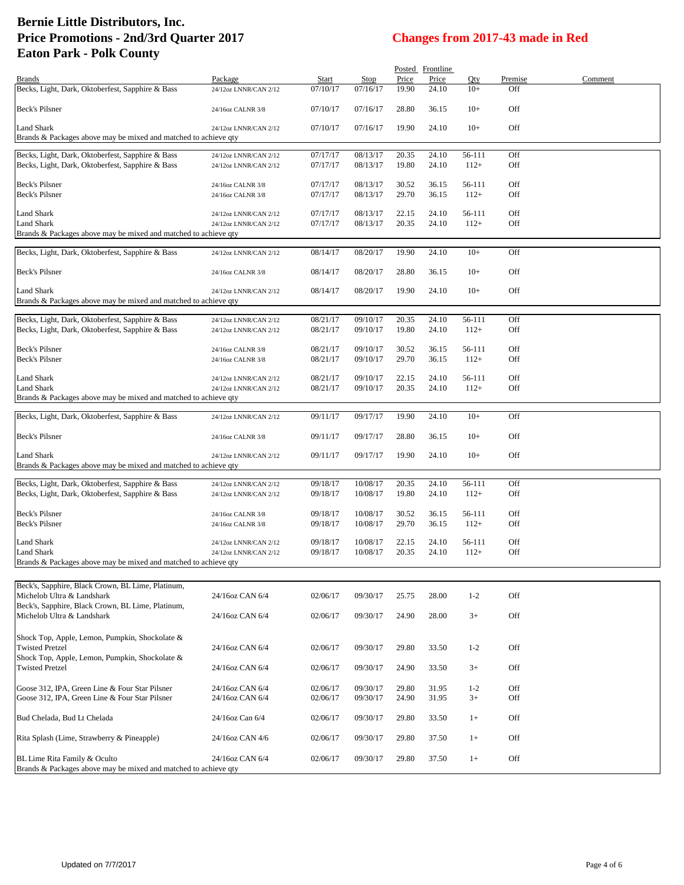# Bernie Little Distributors, Inc.
# Price Promotions - 2nd/3rd Quarter 2017
# Eaton Park - Polk County

## Changes from 2017-43 made in Red

| Brands | Package | Start | Stop | Posted Price | Frontline Price | Qty | Premise | Comment |
|---|---|---|---|---|---|---|---|---|
| Becks, Light, Dark, Oktoberfest, Sapphire & Bass | 24/12oz LNNR/CAN 2/12 | 07/10/17 | 07/16/17 | 19.90 | 24.10 | 10+ | Off | |
| Beck's Pilsner | 24/16oz CALNR 3/8 | 07/10/17 | 07/16/17 | 28.80 | 36.15 | 10+ | Off | |
| Land Shark | 24/12oz LNNR/CAN 2/12 | 07/10/17 | 07/16/17 | 19.90 | 24.10 | 10+ | Off | |
| Brands & Packages above may be mixed and matched to achieve qty | | | | | | | | |
| Becks, Light, Dark, Oktoberfest, Sapphire & Bass | 24/12oz LNNR/CAN 2/12 | 07/17/17 | 08/13/17 | 20.35 | 24.10 | 56-111 | Off | |
| Becks, Light, Dark, Oktoberfest, Sapphire & Bass | 24/12oz LNNR/CAN 2/12 | 07/17/17 | 08/13/17 | 19.80 | 24.10 | 112+ | Off | |
| Beck's Pilsner | 24/16oz CALNR 3/8 | 07/17/17 | 08/13/17 | 30.52 | 36.15 | 56-111 | Off | |
| Beck's Pilsner | 24/16oz CALNR 3/8 | 07/17/17 | 08/13/17 | 29.70 | 36.15 | 112+ | Off | |
| Land Shark | 24/12oz LNNR/CAN 2/12 | 07/17/17 | 08/13/17 | 22.15 | 24.10 | 56-111 | Off | |
| Land Shark | 24/12oz LNNR/CAN 2/12 | 07/17/17 | 08/13/17 | 20.35 | 24.10 | 112+ | Off | |
| Brands & Packages above may be mixed and matched to achieve qty | | | | | | | | |
| Becks, Light, Dark, Oktoberfest, Sapphire & Bass | 24/12oz LNNR/CAN 2/12 | 08/14/17 | 08/20/17 | 19.90 | 24.10 | 10+ | Off | |
| Beck's Pilsner | 24/16oz CALNR 3/8 | 08/14/17 | 08/20/17 | 28.80 | 36.15 | 10+ | Off | |
| Land Shark | 24/12oz LNNR/CAN 2/12 | 08/14/17 | 08/20/17 | 19.90 | 24.10 | 10+ | Off | |
| Brands & Packages above may be mixed and matched to achieve qty | | | | | | | | |
| Becks, Light, Dark, Oktoberfest, Sapphire & Bass | 24/12oz LNNR/CAN 2/12 | 08/21/17 | 09/10/17 | 20.35 | 24.10 | 56-111 | Off | |
| Becks, Light, Dark, Oktoberfest, Sapphire & Bass | 24/12oz LNNR/CAN 2/12 | 08/21/17 | 09/10/17 | 19.80 | 24.10 | 112+ | Off | |
| Beck's Pilsner | 24/16oz CALNR 3/8 | 08/21/17 | 09/10/17 | 30.52 | 36.15 | 56-111 | Off | |
| Beck's Pilsner | 24/16oz CALNR 3/8 | 08/21/17 | 09/10/17 | 29.70 | 36.15 | 112+ | Off | |
| Land Shark | 24/12oz LNNR/CAN 2/12 | 08/21/17 | 09/10/17 | 22.15 | 24.10 | 56-111 | Off | |
| Land Shark | 24/12oz LNNR/CAN 2/12 | 08/21/17 | 09/10/17 | 20.35 | 24.10 | 112+ | Off | |
| Brands & Packages above may be mixed and matched to achieve qty | | | | | | | | |
| Becks, Light, Dark, Oktoberfest, Sapphire & Bass | 24/12oz LNNR/CAN 2/12 | 09/11/17 | 09/17/17 | 19.90 | 24.10 | 10+ | Off | |
| Beck's Pilsner | 24/16oz CALNR 3/8 | 09/11/17 | 09/17/17 | 28.80 | 36.15 | 10+ | Off | |
| Land Shark | 24/12oz LNNR/CAN 2/12 | 09/11/17 | 09/17/17 | 19.90 | 24.10 | 10+ | Off | |
| Brands & Packages above may be mixed and matched to achieve qty | | | | | | | | |
| Becks, Light, Dark, Oktoberfest, Sapphire & Bass | 24/12oz LNNR/CAN 2/12 | 09/18/17 | 10/08/17 | 20.35 | 24.10 | 56-111 | Off | |
| Becks, Light, Dark, Oktoberfest, Sapphire & Bass | 24/12oz LNNR/CAN 2/12 | 09/18/17 | 10/08/17 | 19.80 | 24.10 | 112+ | Off | |
| Beck's Pilsner | 24/16oz CALNR 3/8 | 09/18/17 | 10/08/17 | 30.52 | 36.15 | 56-111 | Off | |
| Beck's Pilsner | 24/16oz CALNR 3/8 | 09/18/17 | 10/08/17 | 29.70 | 36.15 | 112+ | Off | |
| Land Shark | 24/12oz LNNR/CAN 2/12 | 09/18/17 | 10/08/17 | 22.15 | 24.10 | 56-111 | Off | |
| Land Shark | 24/12oz LNNR/CAN 2/12 | 09/18/17 | 10/08/17 | 20.35 | 24.10 | 112+ | Off | |
| Brands & Packages above may be mixed and matched to achieve qty | | | | | | | | |
| Beck's, Sapphire, Black Crown, BL Lime, Platinum, Michelob Ultra & Landshark | 24/16oz CAN 6/4 | 02/06/17 | 09/30/17 | 25.75 | 28.00 | 1-2 | Off | |
| Beck's, Sapphire, Black Crown, BL Lime, Platinum, Michelob Ultra & Landshark | 24/16oz CAN 6/4 | 02/06/17 | 09/30/17 | 24.90 | 28.00 | 3+ | Off | |
| Shock Top, Apple, Lemon, Pumpkin, Shockolate & Twisted Pretzel | 24/16oz CAN 6/4 | 02/06/17 | 09/30/17 | 29.80 | 33.50 | 1-2 | Off | |
| Shock Top, Apple, Lemon, Pumpkin, Shockolate & Twisted Pretzel | 24/16oz CAN 6/4 | 02/06/17 | 09/30/17 | 24.90 | 33.50 | 3+ | Off | |
| Goose 312, IPA, Green Line & Four Star Pilsner | 24/16oz CAN 6/4 | 02/06/17 | 09/30/17 | 29.80 | 31.95 | 1-2 | Off | |
| Goose 312, IPA, Green Line & Four Star Pilsner | 24/16oz CAN 6/4 | 02/06/17 | 09/30/17 | 24.90 | 31.95 | 3+ | Off | |
| Bud Chelada, Bud Lt Chelada | 24/16oz Can 6/4 | 02/06/17 | 09/30/17 | 29.80 | 33.50 | 1+ | Off | |
| Rita Splash (Lime, Strawberry & Pineapple) | 24/16oz CAN 4/6 | 02/06/17 | 09/30/17 | 29.80 | 37.50 | 1+ | Off | |
| BL Lime Rita Family & Oculto | 24/16oz CAN 6/4 | 02/06/17 | 09/30/17 | 29.80 | 37.50 | 1+ | Off | |
| Brands & Packages above may be mixed and matched to achieve qty | | | | | | | | |

Updated on 7/7/2017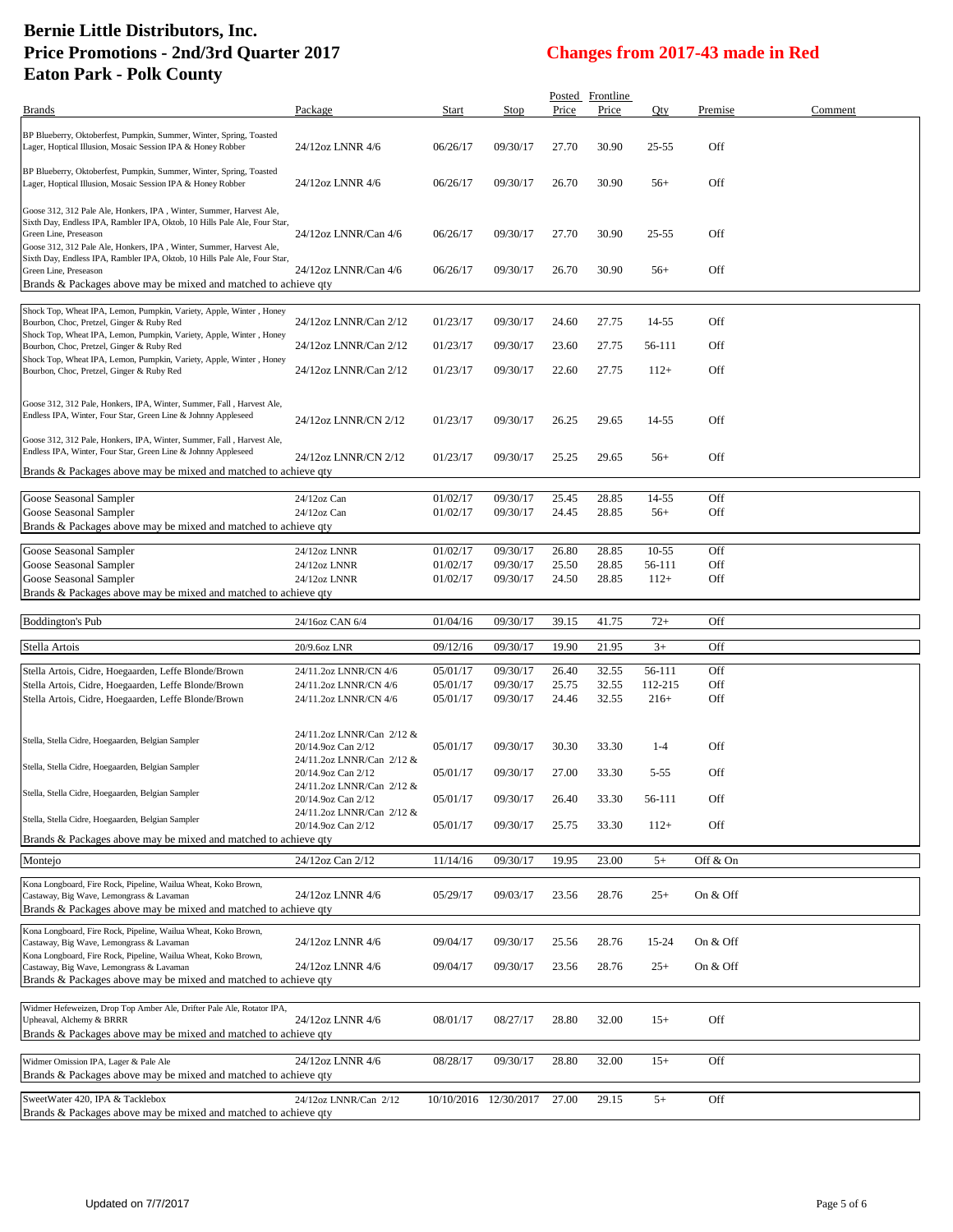# Bernie Little Distributors, Inc.
# Price Promotions - 2nd/3rd Quarter 2017
# Eaton Park - Polk County

## Changes from 2017-43 made in Red

| Brands | Package | Start | Stop | Posted Price | Frontline Price | Qty | Premise | Comment |
|---|---|---|---|---|---|---|---|---|
| BP Blueberry, Oktoberfest, Pumpkin, Summer, Winter, Spring, Toasted Lager, Hoptical Illusion, Mosaic Session IPA & Honey Robber | 24/12oz LNNR 4/6 | 06/26/17 | 09/30/17 | 27.70 | 30.90 | 25-55 | Off | |
| BP Blueberry, Oktoberfest, Pumpkin, Summer, Winter, Spring, Toasted Lager, Hoptical Illusion, Mosaic Session IPA & Honey Robber | 24/12oz LNNR 4/6 | 06/26/17 | 09/30/17 | 26.70 | 30.90 | 56+ | Off | |
| Goose 312, 312 Pale Ale, Honkers, IPA , Winter, Summer, Harvest Ale, Sixth Day, Endless IPA, Rambler IPA, Oktob, 10 Hills Pale Ale, Four Star, Green Line, Preseason | 24/12oz LNNR/Can 4/6 | 06/26/17 | 09/30/17 | 27.70 | 30.90 | 25-55 | Off | |
| Goose 312, 312 Pale Ale, Honkers, IPA , Winter, Summer, Harvest Ale, Sixth Day, Endless IPA, Rambler IPA, Oktob, 10 Hills Pale Ale, Four Star, Green Line, Preseason | 24/12oz LNNR/Can 4/6 | 06/26/17 | 09/30/17 | 26.70 | 30.90 | 56+ | Off | |
| Brands & Packages above may be mixed and matched to achieve qty | | | | | | | | |
| Shock Top, Wheat IPA, Lemon, Pumpkin, Variety, Apple, Winter , Honey Bourbon, Choc, Pretzel, Ginger & Ruby Red | 24/12oz LNNR/Can 2/12 | 01/23/17 | 09/30/17 | 24.60 | 27.75 | 14-55 | Off | |
| Shock Top, Wheat IPA, Lemon, Pumpkin, Variety, Apple, Winter , Honey Bourbon, Choc, Pretzel, Ginger & Ruby Red | 24/12oz LNNR/Can 2/12 | 01/23/17 | 09/30/17 | 23.60 | 27.75 | 56-111 | Off | |
| Shock Top, Wheat IPA, Lemon, Pumpkin, Variety, Apple, Winter , Honey Bourbon, Choc, Pretzel, Ginger & Ruby Red | 24/12oz LNNR/Can 2/12 | 01/23/17 | 09/30/17 | 22.60 | 27.75 | 112+ | Off | |
| Goose 312, 312 Pale, Honkers, IPA, Winter, Summer, Fall , Harvest Ale, Endless IPA, Winter, Four Star, Green Line & Johnny Appleseed | 24/12oz LNNR/CN 2/12 | 01/23/17 | 09/30/17 | 26.25 | 29.65 | 14-55 | Off | |
| Goose 312, 312 Pale, Honkers, IPA, Winter, Summer, Fall , Harvest Ale, Endless IPA, Winter, Four Star, Green Line & Johnny Appleseed | 24/12oz LNNR/CN 2/12 | 01/23/17 | 09/30/17 | 25.25 | 29.65 | 56+ | Off | |
| Brands & Packages above may be mixed and matched to achieve qty | | | | | | | | |
| Goose Seasonal Sampler | 24/12oz Can | 01/02/17 | 09/30/17 | 25.45 | 28.85 | 14-55 | Off | |
| Goose Seasonal Sampler | 24/12oz Can | 01/02/17 | 09/30/17 | 24.45 | 28.85 | 56+ | Off | |
| Brands & Packages above may be mixed and matched to achieve qty | | | | | | | | |
| Goose Seasonal Sampler | 24/12oz LNNR | 01/02/17 | 09/30/17 | 26.80 | 28.85 | 10-55 | Off | |
| Goose Seasonal Sampler | 24/12oz LNNR | 01/02/17 | 09/30/17 | 25.50 | 28.85 | 56-111 | Off | |
| Goose Seasonal Sampler | 24/12oz LNNR | 01/02/17 | 09/30/17 | 24.50 | 28.85 | 112+ | Off | |
| Brands & Packages above may be mixed and matched to achieve qty | | | | | | | | |
| Boddington's Pub | 24/16oz CAN 6/4 | 01/04/16 | 09/30/17 | 39.15 | 41.75 | 72+ | Off | |
| Stella Artois | 20/9.6oz LNR | 09/12/16 | 09/30/17 | 19.90 | 21.95 | 3+ | Off | |
| Stella Artois, Cidre, Hoegaarden, Leffe Blonde/Brown | 24/11.2oz LNNR/CN 4/6 | 05/01/17 | 09/30/17 | 26.40 | 32.55 | 56-111 | Off | |
| Stella Artois, Cidre, Hoegaarden, Leffe Blonde/Brown | 24/11.2oz LNNR/CN 4/6 | 05/01/17 | 09/30/17 | 25.75 | 32.55 | 112-215 | Off | |
| Stella Artois, Cidre, Hoegaarden, Leffe Blonde/Brown | 24/11.2oz LNNR/CN 4/6 | 05/01/17 | 09/30/17 | 24.46 | 32.55 | 216+ | Off | |
| Stella, Stella Cidre, Hoegaarden, Belgian Sampler | 24/11.2oz LNNR/Can 2/12 & 20/14.9oz Can 2/12 | 05/01/17 | 09/30/17 | 30.30 | 33.30 | 1-4 | Off | |
| Stella, Stella Cidre, Hoegaarden, Belgian Sampler | 24/11.2oz LNNR/Can 2/12 & 20/14.9oz Can 2/12 | 05/01/17 | 09/30/17 | 27.00 | 33.30 | 5-55 | Off | |
| Stella, Stella Cidre, Hoegaarden, Belgian Sampler | 24/11.2oz LNNR/Can 2/12 & 20/14.9oz Can 2/12 | 05/01/17 | 09/30/17 | 26.40 | 33.30 | 56-111 | Off | |
| Stella, Stella Cidre, Hoegaarden, Belgian Sampler | 24/11.2oz LNNR/Can 2/12 & 20/14.9oz Can 2/12 | 05/01/17 | 09/30/17 | 25.75 | 33.30 | 112+ | Off | |
| Brands & Packages above may be mixed and matched to achieve qty | | | | | | | | |
| Montejo | 24/12oz Can 2/12 | 11/14/16 | 09/30/17 | 19.95 | 23.00 | 5+ | Off & On | |
| Kona Longboard, Fire Rock, Pipeline, Wailua Wheat, Koko Brown, Castaway, Big Wave, Lemongrass & Lavaman | 24/12oz LNNR 4/6 | 05/29/17 | 09/03/17 | 23.56 | 28.76 | 25+ | On & Off | |
| Brands & Packages above may be mixed and matched to achieve qty | | | | | | | | |
| Kona Longboard, Fire Rock, Pipeline, Wailua Wheat, Koko Brown, Castaway, Big Wave, Lemongrass & Lavaman | 24/12oz LNNR 4/6 | 09/04/17 | 09/30/17 | 25.56 | 28.76 | 15-24 | On & Off | |
| Kona Longboard, Fire Rock, Pipeline, Wailua Wheat, Koko Brown, Castaway, Big Wave, Lemongrass & Lavaman | 24/12oz LNNR 4/6 | 09/04/17 | 09/30/17 | 23.56 | 28.76 | 25+ | On & Off | |
| Brands & Packages above may be mixed and matched to achieve qty | | | | | | | | |
| Widmer Hefeweizen, Drop Top Amber Ale, Drifter Pale Ale, Rotator IPA, Upheaval, Alchemy & BRRR | 24/12oz LNNR 4/6 | 08/01/17 | 08/27/17 | 28.80 | 32.00 | 15+ | Off | |
| Brands & Packages above may be mixed and matched to achieve qty | | | | | | | | |
| Widmer Omission IPA, Lager & Pale Ale | 24/12oz LNNR 4/6 | 08/28/17 | 09/30/17 | 28.80 | 32.00 | 15+ | Off | |
| Brands & Packages above may be mixed and matched to achieve qty | | | | | | | | |
| SweetWater 420, IPA & Tacklebox | 24/12oz LNNR/Can 2/12 | 10/10/2016 | 12/30/2017 | 27.00 | 29.15 | 5+ | Off | |
| Brands & Packages above may be mixed and matched to achieve qty | | | | | | | | |

Updated on 7/7/2017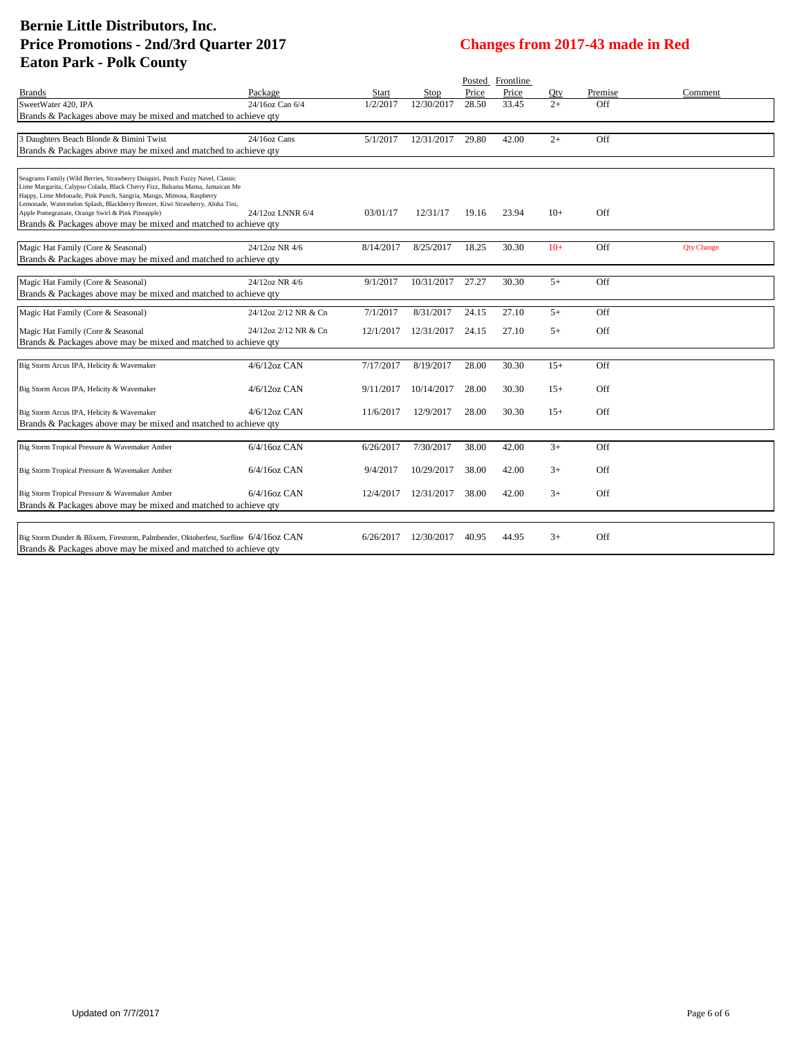# Bernie Little Distributors, Inc.
# Price Promotions - 2nd/3rd Quarter 2017
# Eaton Park - Polk County

## Changes from 2017-43 made in Red

| Brands | Package | Start | Stop | Posted Price | Frontline Price | Qty | Premise | Comment |
|---|---|---|---|---|---|---|---|---|
| SweetWater 420, IPA | 24/16oz Can 6/4 | 1/2/2017 | 12/30/2017 | 28.50 | 33.45 | 2+ | Off | |
| Brands & Packages above may be mixed and matched to achieve qty | | | | | | | | |
| 3 Daughters Beach Blonde & Bimini Twist | 24/16oz Cans | 5/1/2017 | 12/31/2017 | 29.80 | 42.00 | 2+ | Off | |
| Brands & Packages above may be mixed and matched to achieve qty | | | | | | | | |
| Seagrams Family (Wild Berries, Strawberry Daiquiri, Peach Fuzzy Navel, Classic Lime Margarita, Calypso Colada, Black Cherry Fizz, Bahama Mama, Jamaican Me Happy, Lime Melonade, Pink Punch, Sangria, Mango, Mimosa, Raspberry Lemonade, Watermelon Splash, Blackberry Breezer, Kiwi Strawberry, Aloha Tini, Apple Pomegranate, Orange Swirl & Pink Pineapple) | 24/12oz LNNR 6/4 | 03/01/17 | 12/31/17 | 19.16 | 23.94 | 10+ | Off | |
| Brands & Packages above may be mixed and matched to achieve qty | | | | | | | | |
| Magic Hat Family (Core & Seasonal) | 24/12oz NR 4/6 | 8/14/2017 | 8/25/2017 | 18.25 | 30.30 | 10+ | Off | Qty Change |
| Brands & Packages above may be mixed and matched to achieve qty | | | | | | | | |
| Magic Hat Family (Core & Seasonal) | 24/12oz NR 4/6 | 9/1/2017 | 10/31/2017 | 27.27 | 30.30 | 5+ | Off | |
| Brands & Packages above may be mixed and matched to achieve qty | | | | | | | | |
| Magic Hat Family (Core & Seasonal) | 24/12oz 2/12 NR & Cn | 7/1/2017 | 8/31/2017 | 24.15 | 27.10 | 5+ | Off | |
| Magic Hat Family (Core & Seasonal | 24/12oz 2/12 NR & Cn | 12/1/2017 | 12/31/2017 | 24.15 | 27.10 | 5+ | Off | |
| Brands & Packages above may be mixed and matched to achieve qty | | | | | | | | |
| Big Storm Arcus IPA, Helicity & Wavemaker | 4/6/12oz CAN | 7/17/2017 | 8/19/2017 | 28.00 | 30.30 | 15+ | Off | |
| Big Storm Arcus IPA, Helicity & Wavemaker | 4/6/12oz CAN | 9/11/2017 | 10/14/2017 | 28.00 | 30.30 | 15+ | Off | |
| Big Storm Arcus IPA, Helicity & Wavemaker | 4/6/12oz CAN | 11/6/2017 | 12/9/2017 | 28.00 | 30.30 | 15+ | Off | |
| Brands & Packages above may be mixed and matched to achieve qty | | | | | | | | |
| Big Storm Tropical Pressure & Wavemaker Amber | 6/4/16oz CAN | 6/26/2017 | 7/30/2017 | 38.00 | 42.00 | 3+ | Off | |
| Big Storm Tropical Pressure & Wavemaker Amber | 6/4/16oz CAN | 9/4/2017 | 10/29/2017 | 38.00 | 42.00 | 3+ | Off | |
| Big Storm Tropical Pressure & Wavemaker Amber | 6/4/16oz CAN | 12/4/2017 | 12/31/2017 | 38.00 | 42.00 | 3+ | Off | |
| Brands & Packages above may be mixed and matched to achieve qty | | | | | | | | |
| Big Storm Dunder & Blixem, Firestorm, Palmbender, Oktoberfest, Surfline | 6/4/16oz CAN | 6/26/2017 | 12/30/2017 | 40.95 | 44.95 | 3+ | Off | |
| Brands & Packages above may be mixed and matched to achieve qty | | | | | | | | |

Updated on 7/7/2017